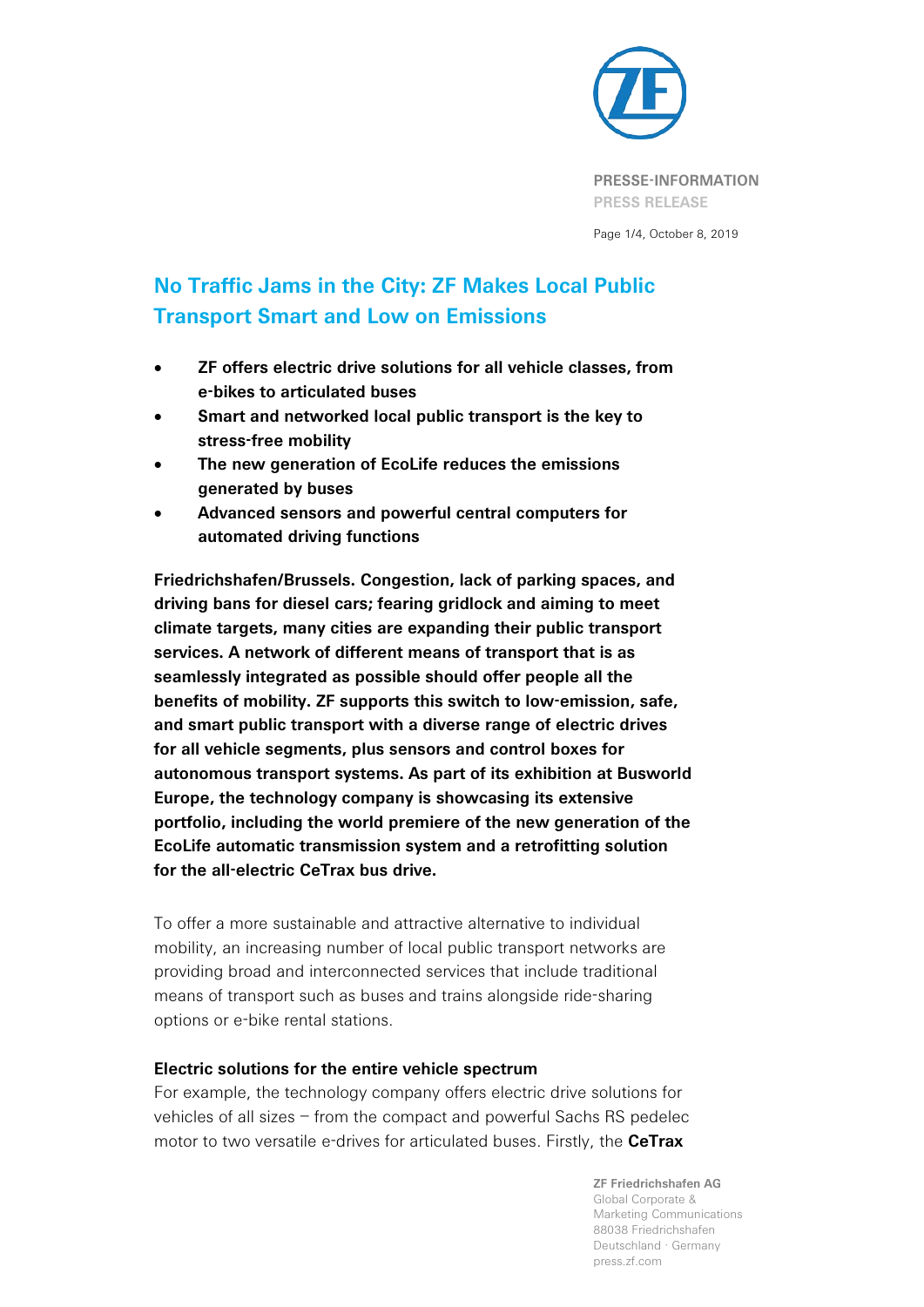PRESSE-INFORMATION
PRESS RELEASE

# No Traffic Jams in the City: ZF Makes Local Public Transport Smart and Low on Emissions

- **ZF offers electric drive solutions for all vehicle classes, from e-bikes to articulated buses**
- **Smart and networked local public transport is the key to stress-free mobility**
- **The new generation of EcoLife reduces the emissions generated by buses**
- **Advanced sensors and powerful central computers for automated driving functions**

**Friedrichshafen/Brussels. Congestion, lack of parking spaces, and driving bans for diesel cars; fearing gridlock and aiming to meet climate targets, many cities are expanding their public transport services. A network of different means of transport that is as seamlessly integrated as possible should offer people all the benefits of mobility. ZF supports this switch to low-emission, safe, and smart public transport with a diverse range of electric drives for all vehicle segments, plus sensors and control boxes for autonomous transport systems. As part of its exhibition at Busworld Europe, the technology company is showcasing its extensive portfolio, including the world premiere of the new generation of the EcoLife automatic transmission system and a retrofitting solution for the all-electric CeTrax bus drive.**

To offer a more sustainable and attractive alternative to individual mobility, an increasing number of local public transport networks are providing broad and interconnected services that include traditional means of transport such as buses and trains alongside ride-sharing options or e-bike rental stations.

### Electric solutions for the entire vehicle spectrum

For example, the technology company offers electric drive solutions for vehicles of all sizes – from the compact and powerful Sachs RS pedelec motor to two versatile e-drives for articulated buses. Firstly, the **CeTrax**

**ZF Friedrichshafen AG**
Global Corporate & Marketing Communications
88038 Friedrichshafen
Deutschland · Germany
press.zf.com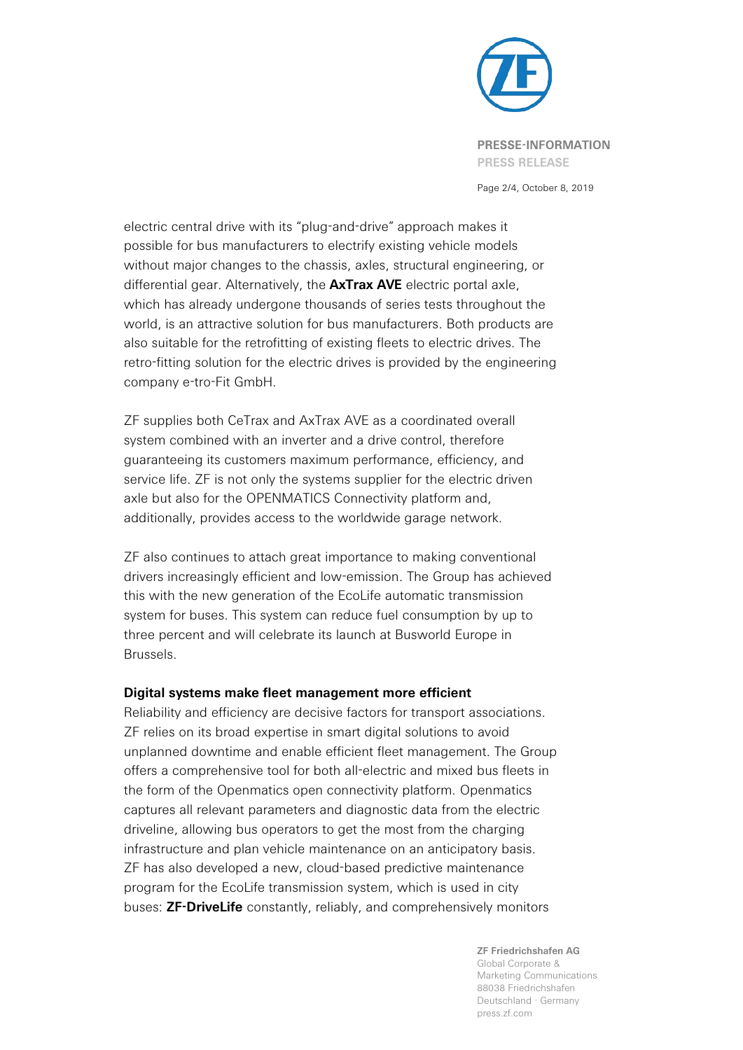electric central drive with its "plug-and-drive" approach makes it possible for bus manufacturers to electrify existing vehicle models without major changes to the chassis, axles, structural engineering, or differential gear. Alternatively, the **AxTrax AVE** electric portal axle, which has already undergone thousands of series tests throughout the world, is an attractive solution for bus manufacturers. Both products are also suitable for the retrofitting of existing fleets to electric drives. The retro-fitting solution for the electric drives is provided by the engineering company e-tro-Fit GmbH.

ZF supplies both CeTrax and AxTrax AVE as a coordinated overall system combined with an inverter and a drive control, therefore guaranteeing its customers maximum performance, efficiency, and service life. ZF is not only the systems supplier for the electric driven axle but also for the OPENMATICS Connectivity platform and, additionally, provides access to the worldwide garage network.

ZF also continues to attach great importance to making conventional drivers increasingly efficient and low-emission. The Group has achieved this with the new generation of the EcoLife automatic transmission system for buses. This system can reduce fuel consumption by up to three percent and will celebrate its launch at Busworld Europe in Brussels.

**Digital systems make fleet management more efficient**

Reliability and efficiency are decisive factors for transport associations. ZF relies on its broad expertise in smart digital solutions to avoid unplanned downtime and enable efficient fleet management. The Group offers a comprehensive tool for both all-electric and mixed bus fleets in the form of the Openmatics open connectivity platform. Openmatics captures all relevant parameters and diagnostic data from the electric driveline, allowing bus operators to get the most from the charging infrastructure and plan vehicle maintenance on an anticipatory basis. ZF has also developed a new, cloud-based predictive maintenance program for the EcoLife transmission system, which is used in city buses: **ZF-DriveLife** constantly, reliably, and comprehensively monitors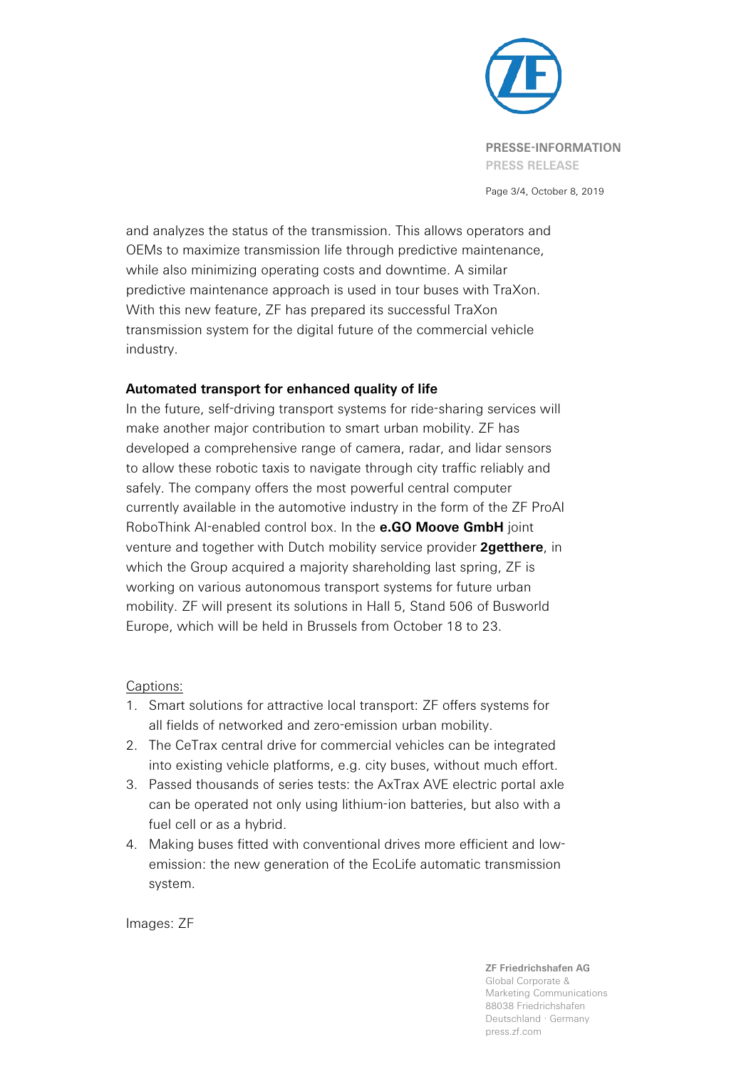and analyzes the status of the transmission. This allows operators and OEMs to maximize transmission life through predictive maintenance, while also minimizing operating costs and downtime. A similar predictive maintenance approach is used in tour buses with TraXon. With this new feature, ZF has prepared its successful TraXon transmission system for the digital future of the commercial vehicle industry.

**Automated transport for enhanced quality of life**

In the future, self-driving transport systems for ride-sharing services will make another major contribution to smart urban mobility. ZF has developed a comprehensive range of camera, radar, and lidar sensors to allow these robotic taxis to navigate through city traffic reliably and safely. The company offers the most powerful central computer currently available in the automotive industry in the form of the ZF ProAI RoboThink AI-enabled control box. In the **e.GO Moove GmbH** joint venture and together with Dutch mobility service provider **2getthere**, in which the Group acquired a majority shareholding last spring, ZF is working on various autonomous transport systems for future urban mobility. ZF will present its solutions in Hall 5, Stand 506 of Busworld Europe, which will be held in Brussels from October 18 to 23.

Captions:

1. Smart solutions for attractive local transport: ZF offers systems for all fields of networked and zero-emission urban mobility.
2. The CeTrax central drive for commercial vehicles can be integrated into existing vehicle platforms, e.g. city buses, without much effort.
3. Passed thousands of series tests: the AxTrax AVE electric portal axle can be operated not only using lithium-ion batteries, but also with a fuel cell or as a hybrid.
4. Making buses fitted with conventional drives more efficient and low-emission: the new generation of the EcoLife automatic transmission system.

Images: ZF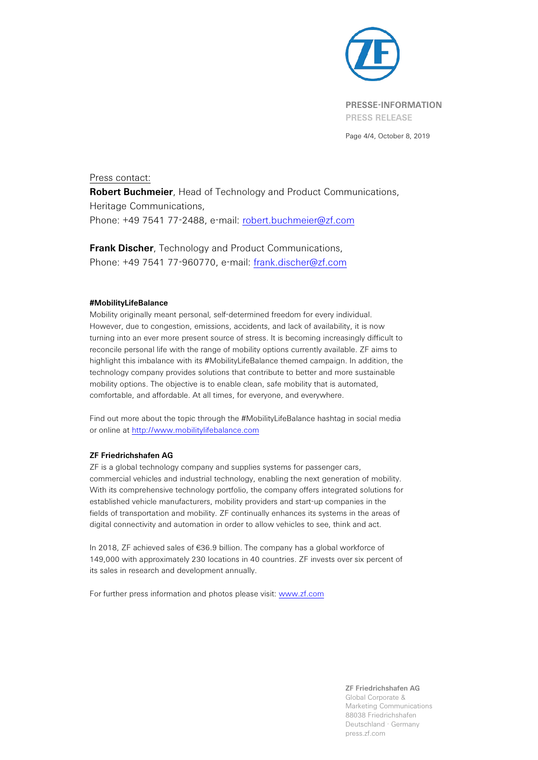Press contact:

**Robert Buchmeier**, Head of Technology and Product Communications, Heritage Communications,
Phone: +49 7541 77-2488, e-mail: robert.buchmeier@zf.com

**Frank Discher**, Technology and Product Communications,
Phone: +49 7541 77-960770, e-mail: frank.discher@zf.com

**#MobilityLifeBalance**

Mobility originally meant personal, self-determined freedom for every individual. However, due to congestion, emissions, accidents, and lack of availability, it is now turning into an ever more present source of stress. It is becoming increasingly difficult to reconcile personal life with the range of mobility options currently available. ZF aims to highlight this imbalance with its #MobilityLifeBalance themed campaign. In addition, the technology company provides solutions that contribute to better and more sustainable mobility options. The objective is to enable clean, safe mobility that is automated, comfortable, and affordable. At all times, for everyone, and everywhere.

Find out more about the topic through the #MobilityLifeBalance hashtag in social media or online at http://www.mobilitylifebalance.com

**ZF Friedrichshafen AG**

ZF is a global technology company and supplies systems for passenger cars, commercial vehicles and industrial technology, enabling the next generation of mobility. With its comprehensive technology portfolio, the company offers integrated solutions for established vehicle manufacturers, mobility providers and start-up companies in the fields of transportation and mobility. ZF continually enhances its systems in the areas of digital connectivity and automation in order to allow vehicles to see, think and act.

In 2018, ZF achieved sales of €36.9 billion. The company has a global workforce of 149,000 with approximately 230 locations in 40 countries. ZF invests over six percent of its sales in research and development annually.

For further press information and photos please visit: www.zf.com

**ZF Friedrichshafen AG**
Global Corporate & Marketing Communications
88038 Friedrichshafen
Deutschland · Germany
press.zf.com